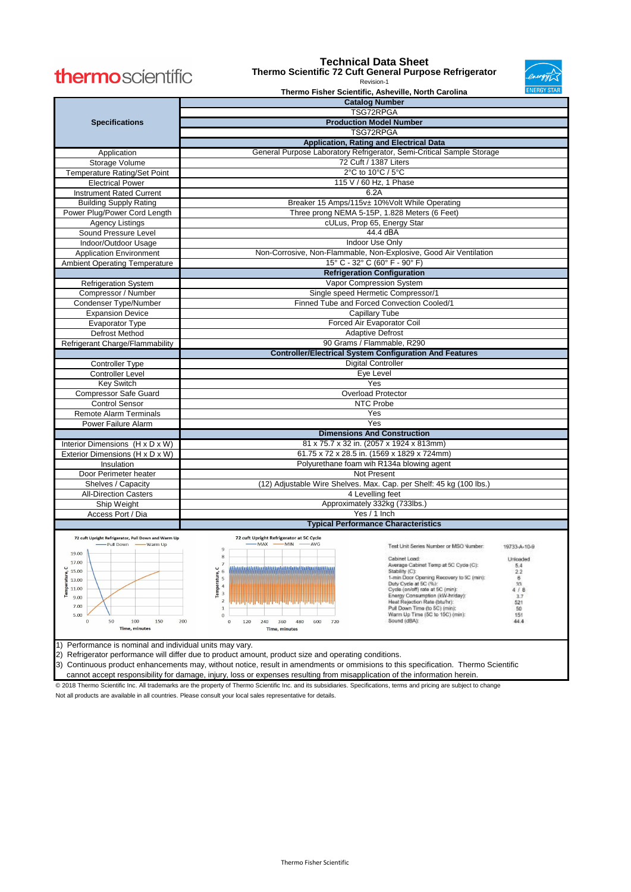thermoscientific

# Technical Data Sheet

## Thermo Scientific 72 Cuft General Purpose Refrigerator

Revision-1

**Thermo Fisher Scientific, Asheville, North Carolina**

ENERGY STAR

| **Specifications** | **Catalog Number** |
|---|---|
| | TSG72RPGA |
| | **Production Model Number** |
| | TSG72RPGA |
| | **Application, Rating and Electrical Data** |
| Application | General Purpose Laboratory Refrigerator, Semi-Critical Sample Storage |
| Storage Volume | 72 Cuft / 1387 Liters |
| Temperature Rating/Set Point | 2°C to 10°C / 5°C |
| Electrical Power | 115 V / 60 Hz, 1 Phase |
| Instrument Rated Current | 6.2A |
| Building Supply Rating | Breaker 15 Amps/115v± 10%Volt While Operating |
| Power Plug/Power Cord Length | Three prong NEMA 5-15P, 1.828 Meters (6 Feet) |
| Agency Listings | cULus, Prop 65, Energy Star |
| Sound Pressure Level | 44.4 dBA |
| Indoor/Outdoor Usage | Indoor Use Only |
| Application Environment | Non-Corrosive, Non-Flammable, Non-Explosive, Good Air Ventilation |
| Ambient Operating Temperature | 15° C - 32° C (60° F - 90° F) |
| | **Refrigeration Configuration** |
| Refrigeration System | Vapor Compression System |
| Compressor / Number | Single speed Hermetic Compressor/1 |
| Condenser Type/Number | Finned Tube and Forced Convection Cooled/1 |
| Expansion Device | Capillary Tube |
| Evaporator Type | Forced Air Evaporator Coil |
| Defrost Method | Adaptive Defrost |
| Refrigerant Charge/Flammability | 90 Grams / Flammable, R290 |
| | **Controller/Electrical System Configuration And Features** |
| Controller Type | Digital Controller |
| Controller Level | Eye Level |
| Key Switch | Yes |
| Compressor Safe Guard | Overload Protector |
| Control Sensor | NTC Probe |
| Remote Alarm Terminals | Yes |
| Power Failure Alarm | Yes |
| | **Dimensions And Construction** |
| Interior Dimensions (H x D x W) | 81 x 75.7 x 32 in. (2057 x 1924 x 813mm) |
| Exterior Dimensions (H x D x W) | 61.75 x 72 x 28.5 in. (1569 x 1829 x 724mm) |
| Insulation | Polyurethane foam wih R134a blowing agent |
| Door Perimeter heater | Not Present |
| Shelves / Capacity | (12) Adjustable Wire Shelves. Max. Cap. per Shelf: 45 kg (100 lbs.) |
| All-Direction Casters | 4 Levelling feet |
| Ship Weight | Approximately 332kg (733lbs.) |
| Access Port / Dia | Yes / 1 Inch |
| | **Typical Performance Characteristics** |

72 cuft Upright Refrigerator, Pull Down and Warm Up

72 cuft Upright Refrigerator at 5C Cycle

| Test Unit Series Number or MSO Number: | 19733-A-10-9 |
|---|---|
| Cabinet Load: | Unloaded |
| Average Cabinet Temp at 5C Cycle (C): | 5.4 |
| Stability (C): | 2.2 |
| 1-min Door Opening Recovery to 5C (min): | 8 |
| Duty Cycle at 5C (%): | 33 |
| Cycle (on/off) rate at 5C (min): | 4 / 8 |
| Energy Consumption (kW-hr/day): | 3.7 |
| Heat Rejection Rate (btu/hr): | 521 |
| Pull Down Time (to 5C) (min): | 50 |
| Warm Up Time (5C to 15C) (min): | 151 |
| Sound (dBA): | 44.4 |

1) Performance is nominal and individual units may vary.
2) Refrigerator performance will differ due to product amount, product size and operating conditions.
3) Continuous product enhancements may, without notice, result in amendments or ommisions to this specification. Thermo Scientific cannot accept responsibility for damage, injury, loss or expenses resulting from misapplication of the information herein.

© 2018 Thermo Scientific Inc. All trademarks are the property of Thermo Scientific Inc. and its subsidiaries. Specifications, terms and pricing are subject to change

Not all products are available in all countries. Please consult your local sales representative for details.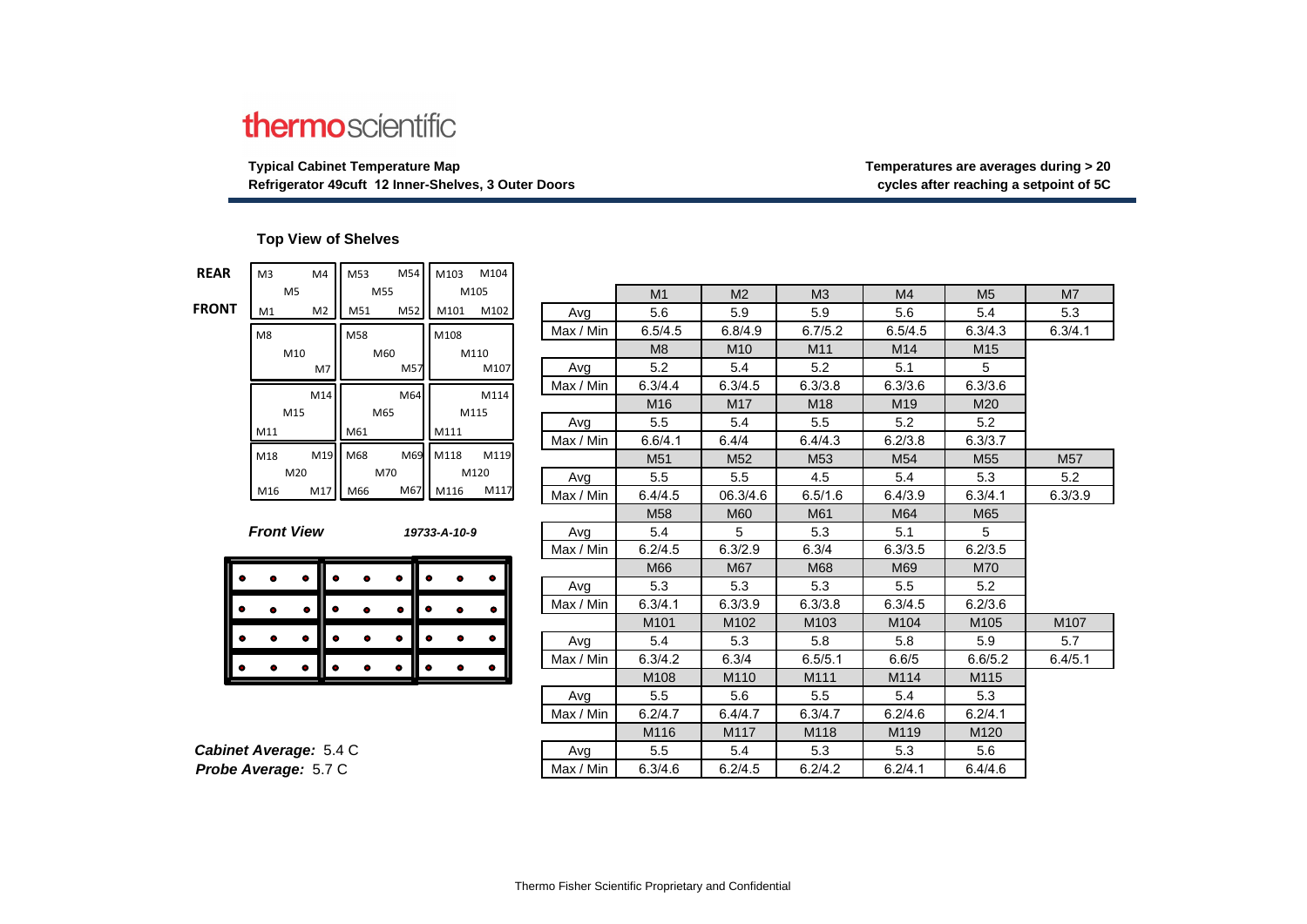**thermo**scientific

**Typical Cabinet Temperature Map**
**Refrigerator 49cuft 12 Inner-Shelves, 3 Outer Doors**

**Temperatures are averages during > 20 cycles after reaching a setpoint of 5C**

### Top View of Shelves

| | | | |
|---|---|---|---|
| **REAR** | M3 M4 / M5 | M53 M54 / M55 | M103 M104 / M105 |
| **FRONT** | M1 M2 | M51 M52 | M101 M102 |
| | M8 / M10 / M7 | M58 / M60 / M57 | M108 / M110 / M107 |
| | M14 / M15 / M11 | M64 / M65 / M61 | M114 / M115 / M111 |
| | M18 M19 / M20 / M16 M17 | M68 M69 / M70 / M66 M67 | M118 M119 / M120 / M116 M117 |

*Front View* *19733-A-10-9*

| | M1 | M2 | M3 | M4 | M5 | M7 |
|---|---|---|---|---|---|---|
| Avg | 5.6 | 5.9 | 5.9 | 5.6 | 5.4 | 5.3 |
| Max / Min | 6.5/4.5 | 6.8/4.9 | 6.7/5.2 | 6.5/4.5 | 6.3/4.3 | 6.3/4.1 |
| | M8 | M10 | M11 | M14 | M15 | |
| Avg | 5.2 | 5.4 | 5.2 | 5.1 | 5 | |
| Max / Min | 6.3/4.4 | 6.3/4.5 | 6.3/3.8 | 6.3/3.6 | 6.3/3.6 | |
| | M16 | M17 | M18 | M19 | M20 | |
| Avg | 5.5 | 5.4 | 5.5 | 5.2 | 5.2 | |
| Max / Min | 6.6/4.1 | 6.4/4 | 6.4/4.3 | 6.2/3.8 | 6.3/3.7 | |
| | M51 | M52 | M53 | M54 | M55 | M57 |
| Avg | 5.5 | 5.5 | 4.5 | 5.4 | 5.3 | 5.2 |
| Max / Min | 6.4/4.5 | 06.3/4.6 | 6.5/1.6 | 6.4/3.9 | 6.3/4.1 | 6.3/3.9 |
| | M58 | M60 | M61 | M64 | M65 | |
| Avg | 5.4 | 5 | 5.3 | 5.1 | 5 | |
| Max / Min | 6.2/4.5 | 6.3/2.9 | 6.3/4 | 6.3/3.5 | 6.2/3.5 | |
| | M66 | M67 | M68 | M69 | M70 | |
| Avg | 5.3 | 5.3 | 5.3 | 5.5 | 5.2 | |
| Max / Min | 6.3/4.1 | 6.3/3.9 | 6.3/3.8 | 6.3/4.5 | 6.2/3.6 | |
| | M101 | M102 | M103 | M104 | M105 | M107 |
| Avg | 5.4 | 5.3 | 5.8 | 5.8 | 5.9 | 5.7 |
| Max / Min | 6.3/4.2 | 6.3/4 | 6.5/5.1 | 6.6/5 | 6.6/5.2 | 6.4/5.1 |
| | M108 | M110 | M111 | M114 | M115 | |
| Avg | 5.5 | 5.6 | 5.5 | 5.4 | 5.3 | |
| Max / Min | 6.2/4.7 | 6.4/4.7 | 6.3/4.7 | 6.2/4.6 | 6.2/4.1 | |
| | M116 | M117 | M118 | M119 | M120 | |
| Avg | 5.5 | 5.4 | 5.3 | 5.3 | 5.6 | |
| Max / Min | 6.3/4.6 | 6.2/4.5 | 6.2/4.2 | 6.2/4.1 | 6.4/4.6 | |

***Cabinet Average:*** 5.4 C
***Probe Average:*** 5.7 C

Thermo Fisher Scientific Proprietary and Confidential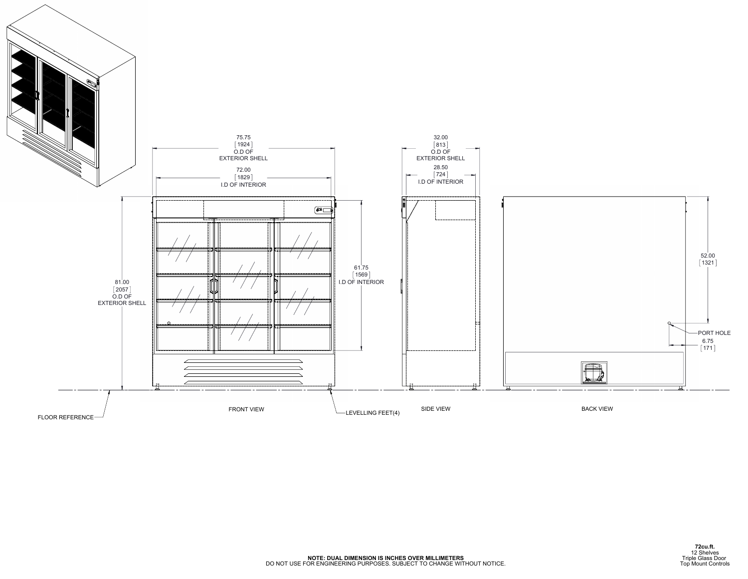75.75
[1924]
O.D OF
EXTERIOR SHELL

72.00
[1829]
I.D OF INTERIOR

32.00
[813]
O.D OF
EXTERIOR SHELL

28.50
[724]
I.D OF INTERIOR

81.00
[2057]
O.D OF
EXTERIOR SHELL

61.75
[1569]
I.D OF INTERIOR

52.00
[1321]

PORT HOLE

6.75
[171]

FLOOR REFERENCE

FRONT VIEW

LEVELLING FEET(4)

SIDE VIEW

BACK VIEW

**NOTE: DUAL DIMENSION IS INCHES OVER MILLIMETERS**
DO NOT USE FOR ENGINEERING PURPOSES. SUBJECT TO CHANGE WITHOUT NOTICE.

**72cu.ft.**
12 Shelves
Triple Glass Door
Top Mount Controls